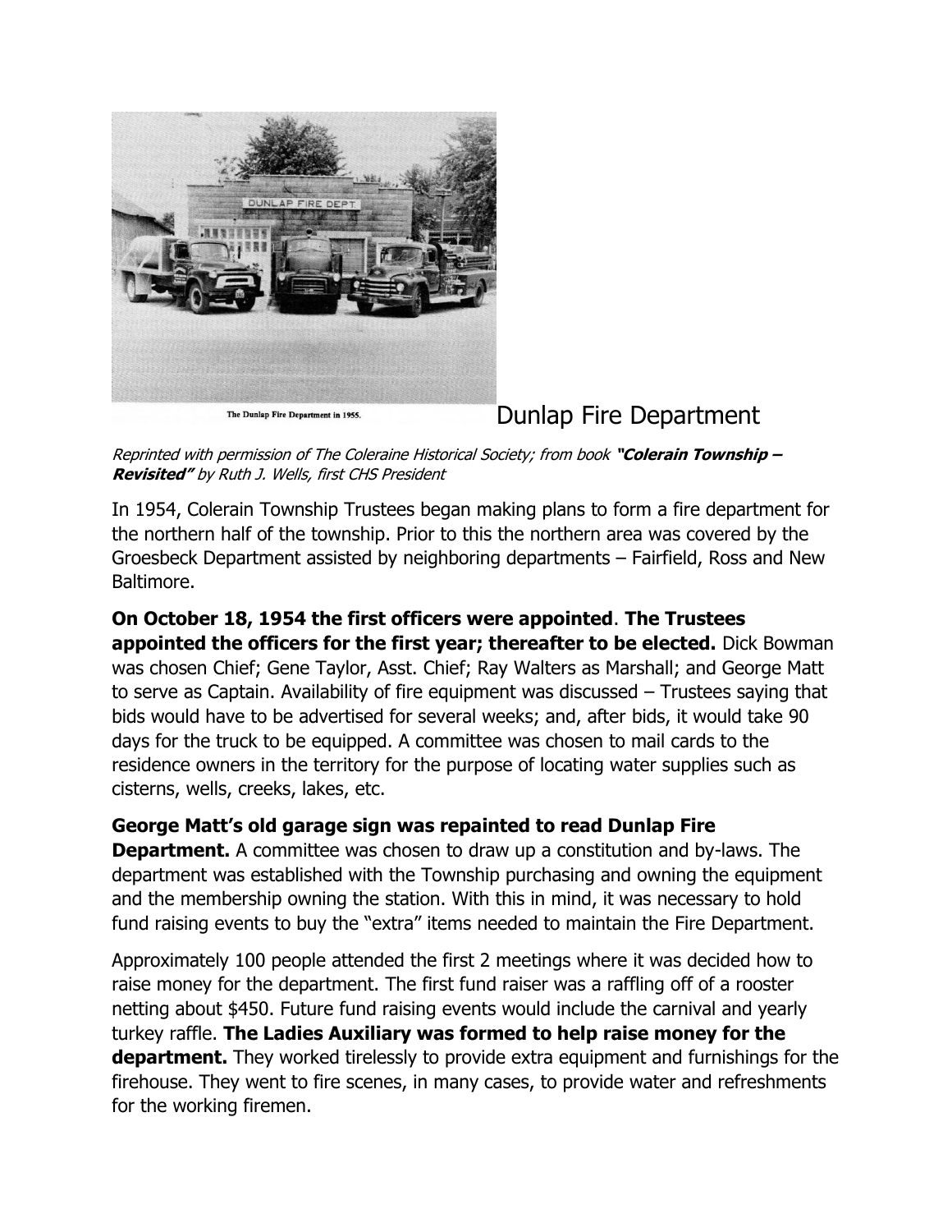The Dunlap Fire Department in 1955.

# Dunlap Fire Department

*Reprinted with permission of The Coleraine Historical Society; from book* ***"Colerain Township – Revisited"*** *by Ruth J. Wells, first CHS President*

In 1954, Colerain Township Trustees began making plans to form a fire department for the northern half of the township. Prior to this the northern area was covered by the Groesbeck Department assisted by neighboring departments – Fairfield, Ross and New Baltimore.

**On October 18, 1954 the first officers were appointed**. **The Trustees appointed the officers for the first year; thereafter to be elected.** Dick Bowman was chosen Chief; Gene Taylor, Asst. Chief; Ray Walters as Marshall; and George Matt to serve as Captain. Availability of fire equipment was discussed – Trustees saying that bids would have to be advertised for several weeks; and, after bids, it would take 90 days for the truck to be equipped. A committee was chosen to mail cards to the residence owners in the territory for the purpose of locating water supplies such as cisterns, wells, creeks, lakes, etc.

**George Matt's old garage sign was repainted to read Dunlap Fire Department.** A committee was chosen to draw up a constitution and by-laws. The department was established with the Township purchasing and owning the equipment and the membership owning the station. With this in mind, it was necessary to hold fund raising events to buy the "extra" items needed to maintain the Fire Department.

Approximately 100 people attended the first 2 meetings where it was decided how to raise money for the department. The first fund raiser was a raffling off of a rooster netting about $450. Future fund raising events would include the carnival and yearly turkey raffle. **The Ladies Auxiliary was formed to help raise money for the department.** They worked tirelessly to provide extra equipment and furnishings for the firehouse. They went to fire scenes, in many cases, to provide water and refreshments for the working firemen.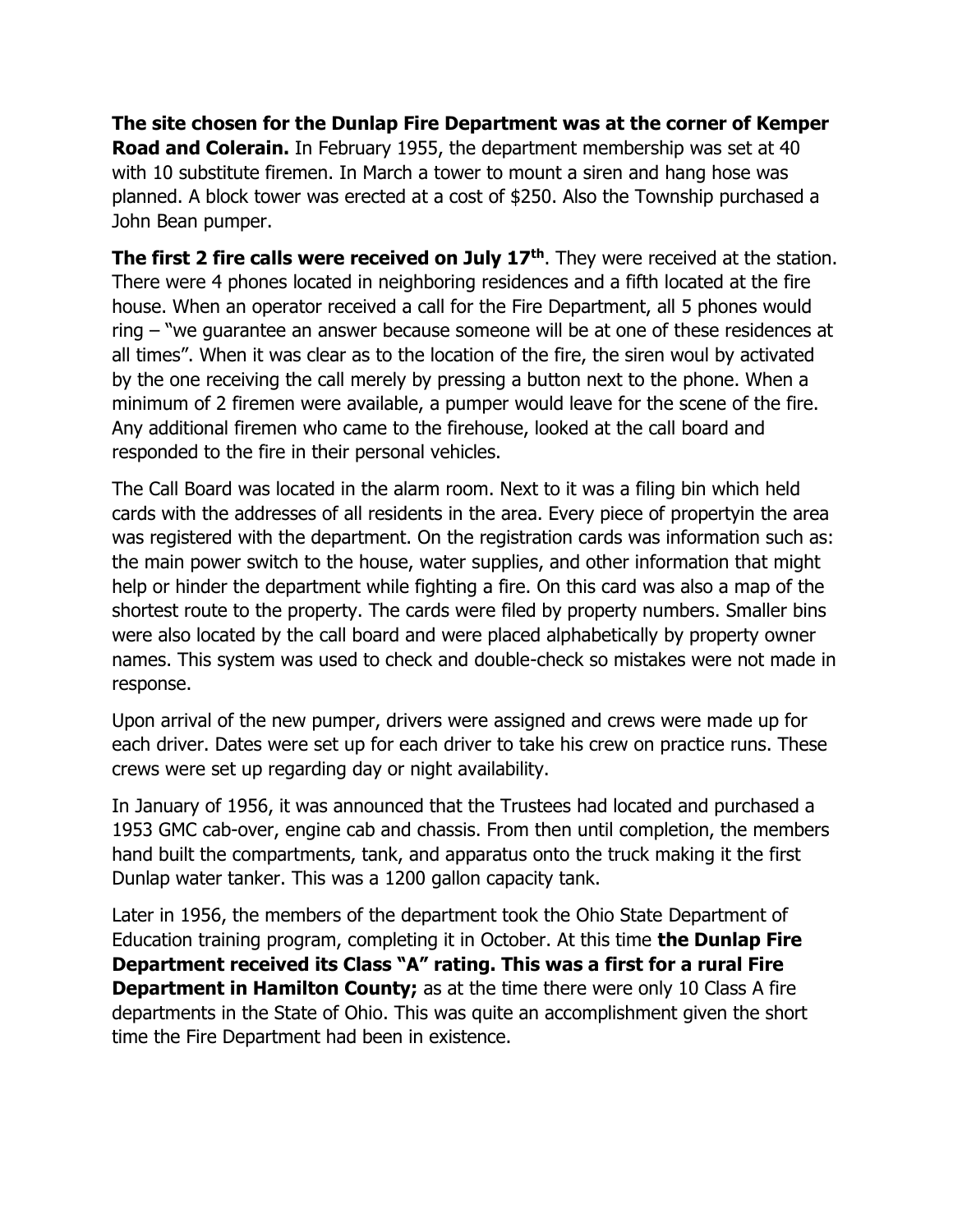**The site chosen for the Dunlap Fire Department was at the corner of Kemper Road and Colerain.** In February 1955, the department membership was set at 40 with 10 substitute firemen. In March a tower to mount a siren and hang hose was planned. A block tower was erected at a cost of $250. Also the Township purchased a John Bean pumper.

**The first 2 fire calls were received on July 17th**. They were received at the station. There were 4 phones located in neighboring residences and a fifth located at the fire house. When an operator received a call for the Fire Department, all 5 phones would ring – "we guarantee an answer because someone will be at one of these residences at all times". When it was clear as to the location of the fire, the siren woul by activated by the one receiving the call merely by pressing a button next to the phone. When a minimum of 2 firemen were available, a pumper would leave for the scene of the fire. Any additional firemen who came to the firehouse, looked at the call board and responded to the fire in their personal vehicles.

The Call Board was located in the alarm room. Next to it was a filing bin which held cards with the addresses of all residents in the area. Every piece of propertyin the area was registered with the department. On the registration cards was information such as: the main power switch to the house, water supplies, and other information that might help or hinder the department while fighting a fire. On this card was also a map of the shortest route to the property. The cards were filed by property numbers. Smaller bins were also located by the call board and were placed alphabetically by property owner names. This system was used to check and double-check so mistakes were not made in response.

Upon arrival of the new pumper, drivers were assigned and crews were made up for each driver. Dates were set up for each driver to take his crew on practice runs. These crews were set up regarding day or night availability.

In January of 1956, it was announced that the Trustees had located and purchased a 1953 GMC cab-over, engine cab and chassis. From then until completion, the members hand built the compartments, tank, and apparatus onto the truck making it the first Dunlap water tanker. This was a 1200 gallon capacity tank.

Later in 1956, the members of the department took the Ohio State Department of Education training program, completing it in October. At this time **the Dunlap Fire Department received its Class "A" rating. This was a first for a rural Fire Department in Hamilton County;** as at the time there were only 10 Class A fire departments in the State of Ohio. This was quite an accomplishment given the short time the Fire Department had been in existence.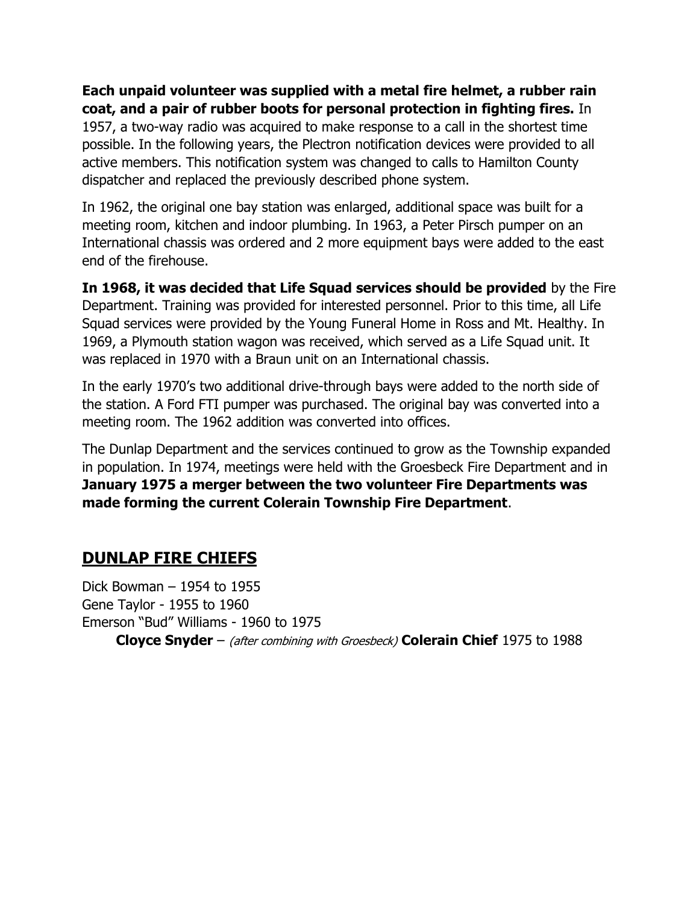**Each unpaid volunteer was supplied with a metal fire helmet, a rubber rain coat, and a pair of rubber boots for personal protection in fighting fires.** In 1957, a two-way radio was acquired to make response to a call in the shortest time possible. In the following years, the Plectron notification devices were provided to all active members. This notification system was changed to calls to Hamilton County dispatcher and replaced the previously described phone system.

In 1962, the original one bay station was enlarged, additional space was built for a meeting room, kitchen and indoor plumbing. In 1963, a Peter Pirsch pumper on an International chassis was ordered and 2 more equipment bays were added to the east end of the firehouse.

**In 1968, it was decided that Life Squad services should be provided** by the Fire Department. Training was provided for interested personnel. Prior to this time, all Life Squad services were provided by the Young Funeral Home in Ross and Mt. Healthy. In 1969, a Plymouth station wagon was received, which served as a Life Squad unit. It was replaced in 1970 with a Braun unit on an International chassis.

In the early 1970's two additional drive-through bays were added to the north side of the station. A Ford FTI pumper was purchased. The original bay was converted into a meeting room. The 1962 addition was converted into offices.

The Dunlap Department and the services continued to grow as the Township expanded in population. In 1974, meetings were held with the Groesbeck Fire Department and in **January 1975 a merger between the two volunteer Fire Departments was made forming the current Colerain Township Fire Department**.

## DUNLAP FIRE CHIEFS

Dick Bowman – 1954 to 1955
Gene Taylor - 1955 to 1960
Emerson "Bud" Williams - 1960 to 1975
**Cloyce Snyder** – *(after combining with Groesbeck)* **Colerain Chief** 1975 to 1988